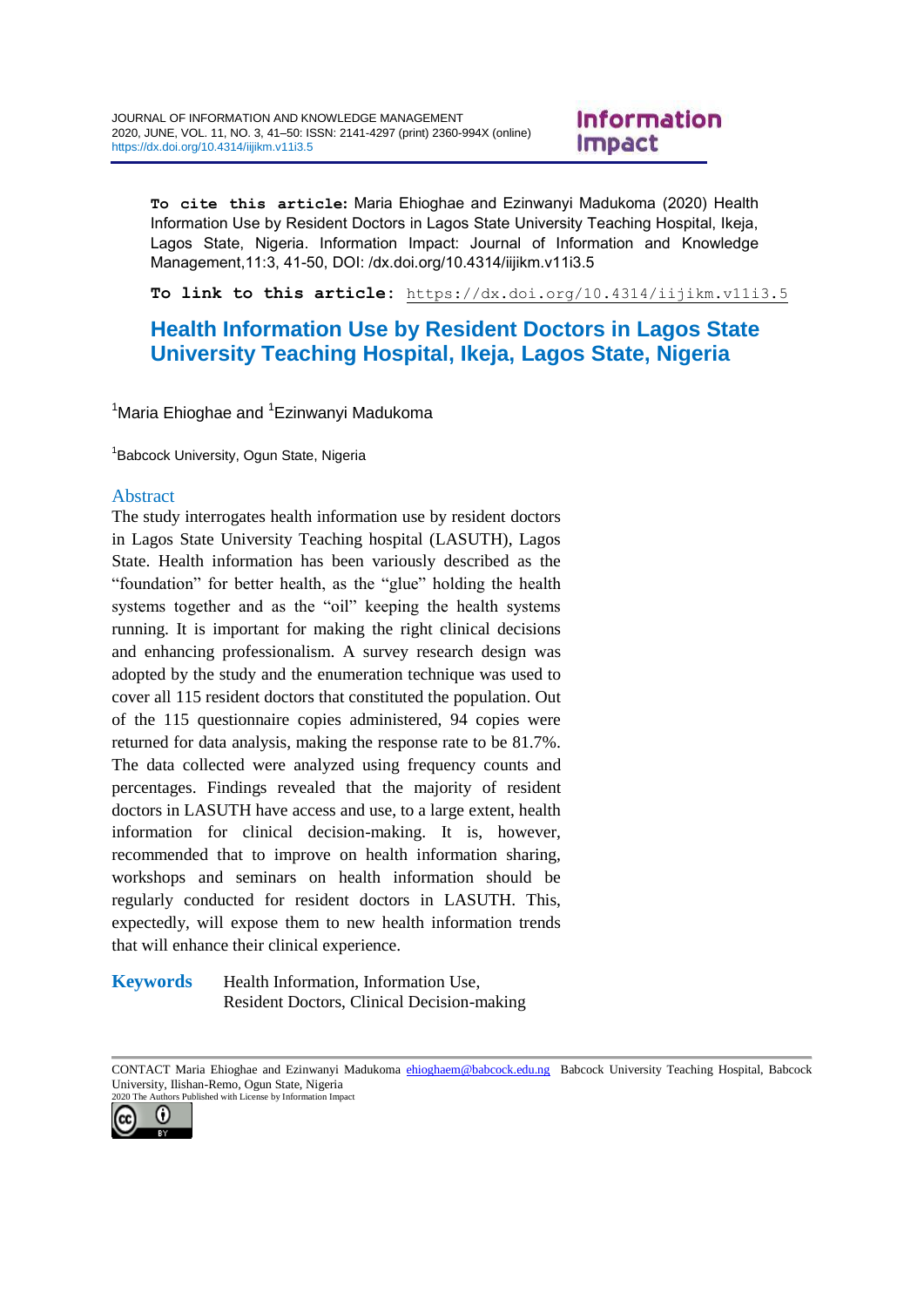**To cite this article:** Maria Ehioghae and Ezinwanyi Madukoma (2020) Health Information Use by Resident Doctors in Lagos State University Teaching Hospital, Ikeja, Lagos State, Nigeria. Information Impact: Journal of Information and Knowledge Management,11:3, 41-50, DOI: /dx.doi.org/10.4314/iijikm.v11i3.5

**To link to this article:** https://dx.doi.org/10.4314/iijikm.v11i3.5

# Health Information Use by Resident Doctors in Lagos State University Teaching Hospital, Ikeja, Lagos State, Nigeria

[1]Maria Ehioghae and [1]Ezinwanyi Madukoma

[1]Babcock University, Ogun State, Nigeria

## Abstract

The study interrogates health information use by resident doctors in Lagos State University Teaching hospital (LASUTH), Lagos State. Health information has been variously described as the "foundation" for better health, as the "glue" holding the health systems together and as the "oil" keeping the health systems running. It is important for making the right clinical decisions and enhancing professionalism. A survey research design was adopted by the study and the enumeration technique was used to cover all 115 resident doctors that constituted the population. Out of the 115 questionnaire copies administered, 94 copies were returned for data analysis, making the response rate to be 81.7%. The data collected were analyzed using frequency counts and percentages. Findings revealed that the majority of resident doctors in LASUTH have access and use, to a large extent, health information for clinical decision-making. It is, however, recommended that to improve on health information sharing, workshops and seminars on health information should be regularly conducted for resident doctors in LASUTH. This, expectedly, will expose them to new health information trends that will enhance their clinical experience.

**Keywords** Health Information, Information Use, Resident Doctors, Clinical Decision-making

CONTACT Maria Ehioghae and Ezinwanyi Madukoma ehioghaem@babcock.edu.ng Babcock University Teaching Hospital, Babcock University, Ilishan-Remo, Ogun State, Nigeria

2020 The Authors Published with License by Information Impact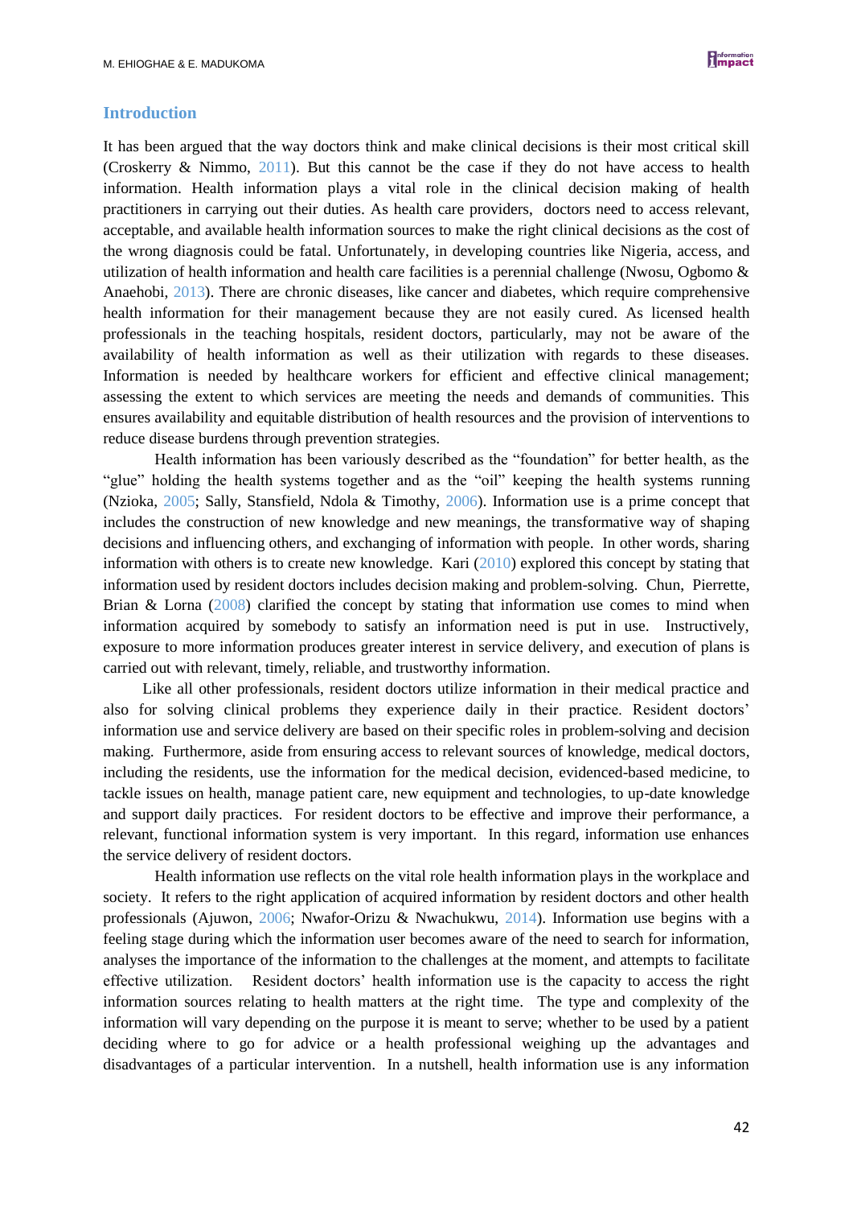## Introduction

It has been argued that the way doctors think and make clinical decisions is their most critical skill (Croskerry & Nimmo, 2011). But this cannot be the case if they do not have access to health information. Health information plays a vital role in the clinical decision making of health practitioners in carrying out their duties. As health care providers, doctors need to access relevant, acceptable, and available health information sources to make the right clinical decisions as the cost of the wrong diagnosis could be fatal. Unfortunately, in developing countries like Nigeria, access, and utilization of health information and health care facilities is a perennial challenge (Nwosu, Ogbomo & Anaehobi, 2013). There are chronic diseases, like cancer and diabetes, which require comprehensive health information for their management because they are not easily cured. As licensed health professionals in the teaching hospitals, resident doctors, particularly, may not be aware of the availability of health information as well as their utilization with regards to these diseases. Information is needed by healthcare workers for efficient and effective clinical management; assessing the extent to which services are meeting the needs and demands of communities. This ensures availability and equitable distribution of health resources and the provision of interventions to reduce disease burdens through prevention strategies.

Health information has been variously described as the "foundation" for better health, as the "glue" holding the health systems together and as the "oil" keeping the health systems running (Nzioka, 2005; Sally, Stansfield, Ndola & Timothy, 2006). Information use is a prime concept that includes the construction of new knowledge and new meanings, the transformative way of shaping decisions and influencing others, and exchanging of information with people. In other words, sharing information with others is to create new knowledge. Kari (2010) explored this concept by stating that information used by resident doctors includes decision making and problem-solving. Chun, Pierrette, Brian & Lorna (2008) clarified the concept by stating that information use comes to mind when information acquired by somebody to satisfy an information need is put in use. Instructively, exposure to more information produces greater interest in service delivery, and execution of plans is carried out with relevant, timely, reliable, and trustworthy information.

Like all other professionals, resident doctors utilize information in their medical practice and also for solving clinical problems they experience daily in their practice. Resident doctors' information use and service delivery are based on their specific roles in problem-solving and decision making. Furthermore, aside from ensuring access to relevant sources of knowledge, medical doctors, including the residents, use the information for the medical decision, evidenced-based medicine, to tackle issues on health, manage patient care, new equipment and technologies, to up-date knowledge and support daily practices. For resident doctors to be effective and improve their performance, a relevant, functional information system is very important. In this regard, information use enhances the service delivery of resident doctors.

Health information use reflects on the vital role health information plays in the workplace and society. It refers to the right application of acquired information by resident doctors and other health professionals (Ajuwon, 2006; Nwafor-Orizu & Nwachukwu, 2014). Information use begins with a feeling stage during which the information user becomes aware of the need to search for information, analyses the importance of the information to the challenges at the moment, and attempts to facilitate effective utilization. Resident doctors' health information use is the capacity to access the right information sources relating to health matters at the right time. The type and complexity of the information will vary depending on the purpose it is meant to serve; whether to be used by a patient deciding where to go for advice or a health professional weighing up the advantages and disadvantages of a particular intervention. In a nutshell, health information use is any information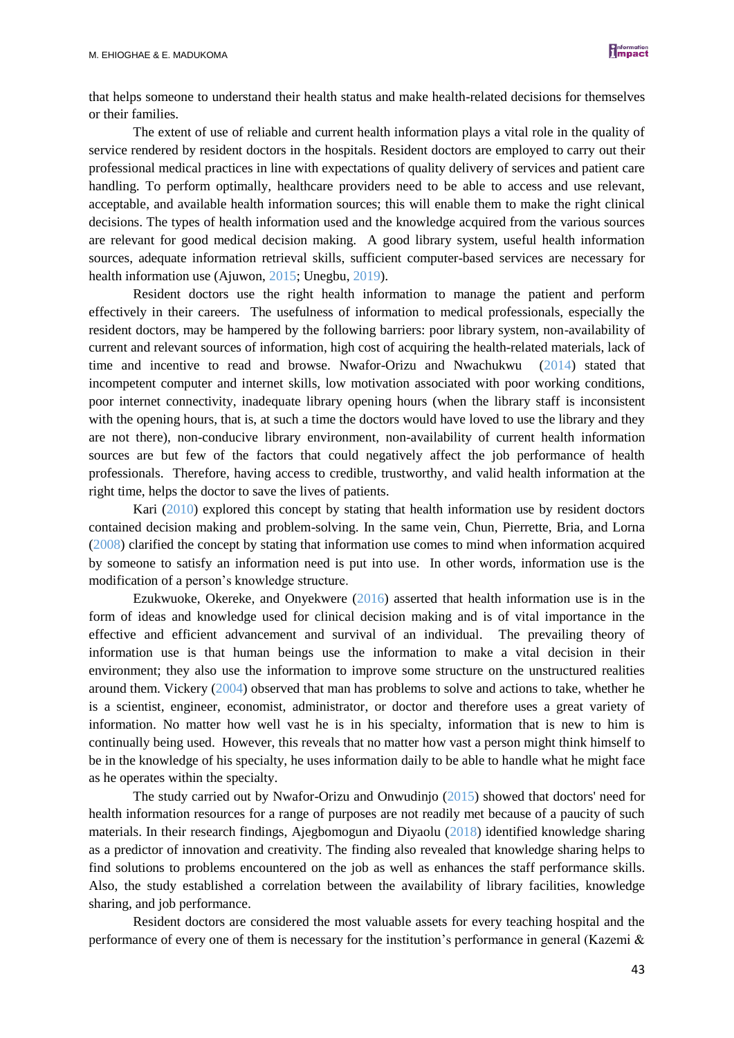that helps someone to understand their health status and make health-related decisions for themselves or their families.

The extent of use of reliable and current health information plays a vital role in the quality of service rendered by resident doctors in the hospitals. Resident doctors are employed to carry out their professional medical practices in line with expectations of quality delivery of services and patient care handling. To perform optimally, healthcare providers need to be able to access and use relevant, acceptable, and available health information sources; this will enable them to make the right clinical decisions. The types of health information used and the knowledge acquired from the various sources are relevant for good medical decision making. A good library system, useful health information sources, adequate information retrieval skills, sufficient computer-based services are necessary for health information use (Ajuwon, 2015; Unegbu, 2019).

Resident doctors use the right health information to manage the patient and perform effectively in their careers. The usefulness of information to medical professionals, especially the resident doctors, may be hampered by the following barriers: poor library system, non-availability of current and relevant sources of information, high cost of acquiring the health-related materials, lack of time and incentive to read and browse. Nwafor-Orizu and Nwachukwu (2014) stated that incompetent computer and internet skills, low motivation associated with poor working conditions, poor internet connectivity, inadequate library opening hours (when the library staff is inconsistent with the opening hours, that is, at such a time the doctors would have loved to use the library and they are not there), non-conducive library environment, non-availability of current health information sources are but few of the factors that could negatively affect the job performance of health professionals. Therefore, having access to credible, trustworthy, and valid health information at the right time, helps the doctor to save the lives of patients.

Kari (2010) explored this concept by stating that health information use by resident doctors contained decision making and problem-solving. In the same vein, Chun, Pierrette, Bria, and Lorna (2008) clarified the concept by stating that information use comes to mind when information acquired by someone to satisfy an information need is put into use. In other words, information use is the modification of a person's knowledge structure.

Ezukwuoke, Okereke, and Onyekwere (2016) asserted that health information use is in the form of ideas and knowledge used for clinical decision making and is of vital importance in the effective and efficient advancement and survival of an individual. The prevailing theory of information use is that human beings use the information to make a vital decision in their environment; they also use the information to improve some structure on the unstructured realities around them. Vickery (2004) observed that man has problems to solve and actions to take, whether he is a scientist, engineer, economist, administrator, or doctor and therefore uses a great variety of information. No matter how well vast he is in his specialty, information that is new to him is continually being used. However, this reveals that no matter how vast a person might think himself to be in the knowledge of his specialty, he uses information daily to be able to handle what he might face as he operates within the specialty.

The study carried out by Nwafor-Orizu and Onwudinjo (2015) showed that doctors' need for health information resources for a range of purposes are not readily met because of a paucity of such materials. In their research findings, Ajegbomogun and Diyaolu (2018) identified knowledge sharing as a predictor of innovation and creativity. The finding also revealed that knowledge sharing helps to find solutions to problems encountered on the job as well as enhances the staff performance skills. Also, the study established a correlation between the availability of library facilities, knowledge sharing, and job performance.

Resident doctors are considered the most valuable assets for every teaching hospital and the performance of every one of them is necessary for the institution's performance in general (Kazemi &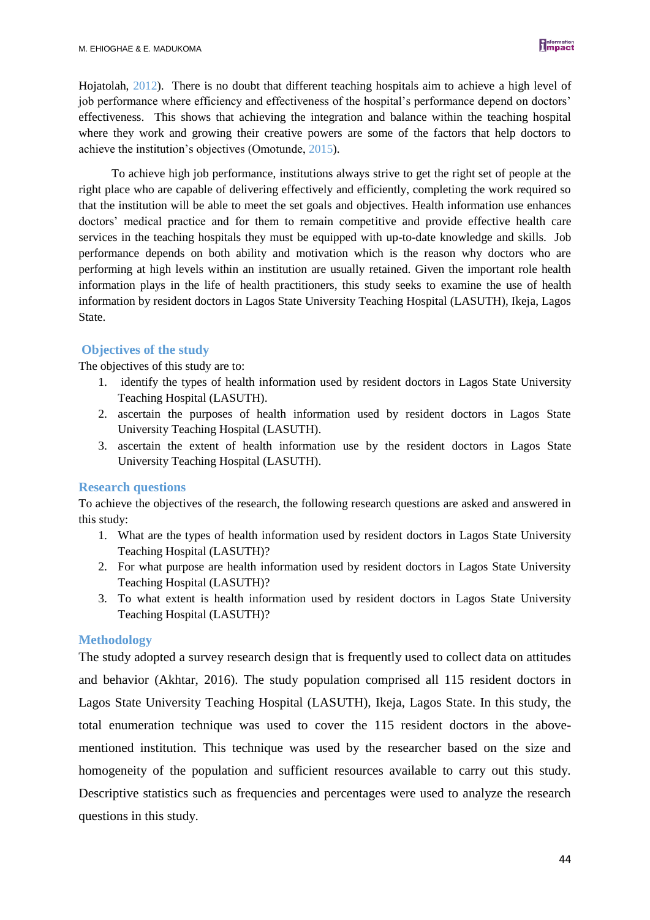Hojatolah, 2012). There is no doubt that different teaching hospitals aim to achieve a high level of job performance where efficiency and effectiveness of the hospital's performance depend on doctors' effectiveness. This shows that achieving the integration and balance within the teaching hospital where they work and growing their creative powers are some of the factors that help doctors to achieve the institution's objectives (Omotunde, 2015).

To achieve high job performance, institutions always strive to get the right set of people at the right place who are capable of delivering effectively and efficiently, completing the work required so that the institution will be able to meet the set goals and objectives. Health information use enhances doctors' medical practice and for them to remain competitive and provide effective health care services in the teaching hospitals they must be equipped with up-to-date knowledge and skills. Job performance depends on both ability and motivation which is the reason why doctors who are performing at high levels within an institution are usually retained. Given the important role health information plays in the life of health practitioners, this study seeks to examine the use of health information by resident doctors in Lagos State University Teaching Hospital (LASUTH), Ikeja, Lagos State.

## Objectives of the study

The objectives of this study are to:

1. identify the types of health information used by resident doctors in Lagos State University Teaching Hospital (LASUTH).
2. ascertain the purposes of health information used by resident doctors in Lagos State University Teaching Hospital (LASUTH).
3. ascertain the extent of health information use by the resident doctors in Lagos State University Teaching Hospital (LASUTH).

## Research questions

To achieve the objectives of the research, the following research questions are asked and answered in this study:

1. What are the types of health information used by resident doctors in Lagos State University Teaching Hospital (LASUTH)?
2. For what purpose are health information used by resident doctors in Lagos State University Teaching Hospital (LASUTH)?
3. To what extent is health information used by resident doctors in Lagos State University Teaching Hospital (LASUTH)?

## Methodology

The study adopted a survey research design that is frequently used to collect data on attitudes and behavior (Akhtar, 2016). The study population comprised all 115 resident doctors in Lagos State University Teaching Hospital (LASUTH), Ikeja, Lagos State. In this study, the total enumeration technique was used to cover the 115 resident doctors in the above-mentioned institution. This technique was used by the researcher based on the size and homogeneity of the population and sufficient resources available to carry out this study. Descriptive statistics such as frequencies and percentages were used to analyze the research questions in this study.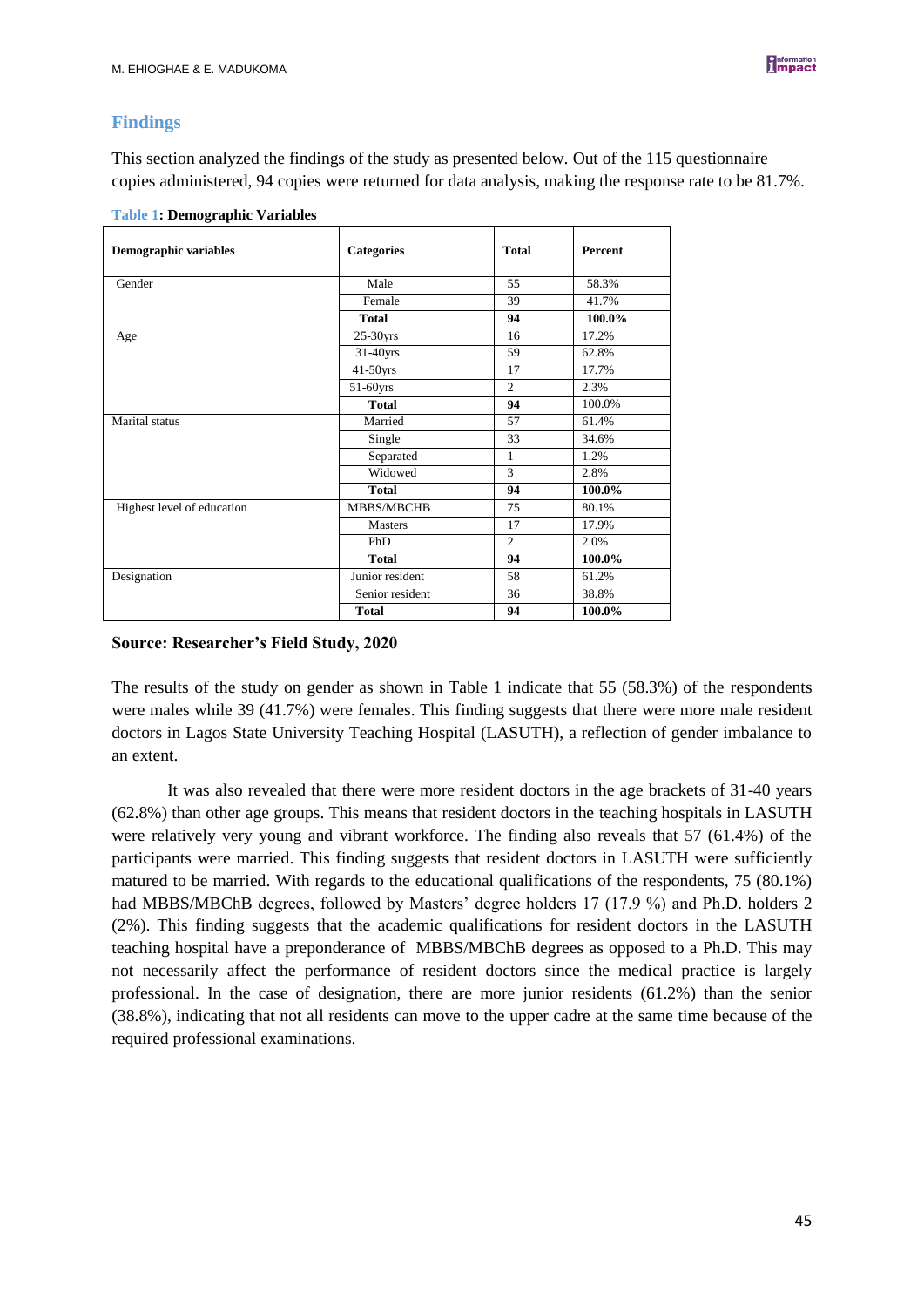## Findings

This section analyzed the findings of the study as presented below. Out of the 115 questionnaire copies administered, 94 copies were returned for data analysis, making the response rate to be 81.7%.

**Table 1: Demographic Variables**

| Demographic variables | Categories | Total | Percent |
|---|---|---|---|
| Gender | Male | 55 | 58.3% |
| | Female | 39 | 41.7% |
| | **Total** | **94** | **100.0%** |
| Age | 25-30yrs | 16 | 17.2% |
| | 31-40yrs | 59 | 62.8% |
| | 41-50yrs | 17 | 17.7% |
| | 51-60yrs | 2 | 2.3% |
| | **Total** | **94** | 100.0% |
| Marital status | Married | 57 | 61.4% |
| | Single | 33 | 34.6% |
| | Separated | 1 | 1.2% |
| | Widowed | 3 | 2.8% |
| | **Total** | **94** | **100.0%** |
| Highest level of education | MBBS/MBCHB | 75 | 80.1% |
| | Masters | 17 | 17.9% |
| | PhD | 2 | 2.0% |
| | **Total** | **94** | **100.0%** |
| Designation | Junior resident | 58 | 61.2% |
| | Senior resident | 36 | 38.8% |
| | **Total** | **94** | **100.0%** |

**Source: Researcher's Field Study, 2020**

The results of the study on gender as shown in Table 1 indicate that 55 (58.3%) of the respondents were males while 39 (41.7%) were females. This finding suggests that there were more male resident doctors in Lagos State University Teaching Hospital (LASUTH), a reflection of gender imbalance to an extent.

It was also revealed that there were more resident doctors in the age brackets of 31-40 years (62.8%) than other age groups. This means that resident doctors in the teaching hospitals in LASUTH were relatively very young and vibrant workforce. The finding also reveals that 57 (61.4%) of the participants were married. This finding suggests that resident doctors in LASUTH were sufficiently matured to be married. With regards to the educational qualifications of the respondents, 75 (80.1%) had MBBS/MBChB degrees, followed by Masters' degree holders 17 (17.9 %) and Ph.D. holders 2 (2%). This finding suggests that the academic qualifications for resident doctors in the LASUTH teaching hospital have a preponderance of MBBS/MBChB degrees as opposed to a Ph.D. This may not necessarily affect the performance of resident doctors since the medical practice is largely professional. In the case of designation, there are more junior residents (61.2%) than the senior (38.8%), indicating that not all residents can move to the upper cadre at the same time because of the required professional examinations.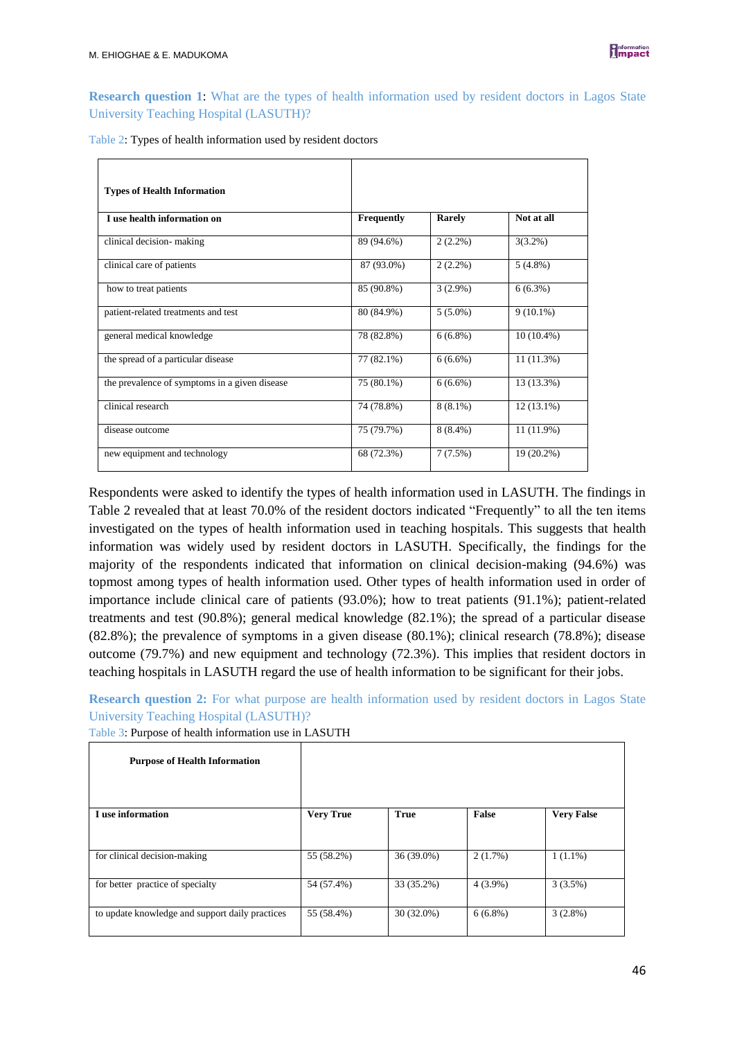**Research question 1**: What are the types of health information used by resident doctors in Lagos State University Teaching Hospital (LASUTH)?

Table 2: Types of health information used by resident doctors

| **Types of Health Information** | | | |
|---|---|---|---|
| **I use health information on** | **Frequently** | **Rarely** | **Not at all** |
| clinical decision- making | 89 (94.6%) | 2 (2.2%) | 3(3.2%) |
| clinical care of patients | 87 (93.0%) | 2 (2.2%) | 5 (4.8%) |
| how to treat patients | 85 (90.8%) | 3 (2.9%) | 6 (6.3%) |
| patient-related treatments and test | 80 (84.9%) | 5 (5.0%) | 9 (10.1%) |
| general medical knowledge | 78 (82.8%) | 6 (6.8%) | 10 (10.4%) |
| the spread of a particular disease | 77 (82.1%) | 6 (6.6%) | 11 (11.3%) |
| the prevalence of symptoms in a given disease | 75 (80.1%) | 6 (6.6%) | 13 (13.3%) |
| clinical research | 74 (78.8%) | 8 (8.1%) | 12 (13.1%) |
| disease outcome | 75 (79.7%) | 8 (8.4%) | 11 (11.9%) |
| new equipment and technology | 68 (72.3%) | 7 (7.5%) | 19 (20.2%) |

Respondents were asked to identify the types of health information used in LASUTH. The findings in Table 2 revealed that at least 70.0% of the resident doctors indicated "Frequently" to all the ten items investigated on the types of health information used in teaching hospitals. This suggests that health information was widely used by resident doctors in LASUTH. Specifically, the findings for the majority of the respondents indicated that information on clinical decision-making (94.6%) was topmost among types of health information used. Other types of health information used in order of importance include clinical care of patients (93.0%); how to treat patients (91.1%); patient-related treatments and test (90.8%); general medical knowledge (82.1%); the spread of a particular disease (82.8%); the prevalence of symptoms in a given disease (80.1%); clinical research (78.8%); disease outcome (79.7%) and new equipment and technology (72.3%). This implies that resident doctors in teaching hospitals in LASUTH regard the use of health information to be significant for their jobs.

**Research question 2:** For what purpose are health information used by resident doctors in Lagos State University Teaching Hospital (LASUTH)?

Table 3: Purpose of health information use in LASUTH

| **Purpose of Health Information** | | | | |
|---|---|---|---|---|
| **I use information** | **Very True** | **True** | **False** | **Very False** |
| for clinical decision-making | 55 (58.2%) | 36 (39.0%) | 2 (1.7%) | 1 (1.1%) |
| for better practice of specialty | 54 (57.4%) | 33 (35.2%) | 4 (3.9%) | 3 (3.5%) |
| to update knowledge and support daily practices | 55 (58.4%) | 30 (32.0%) | 6 (6.8%) | 3 (2.8%) |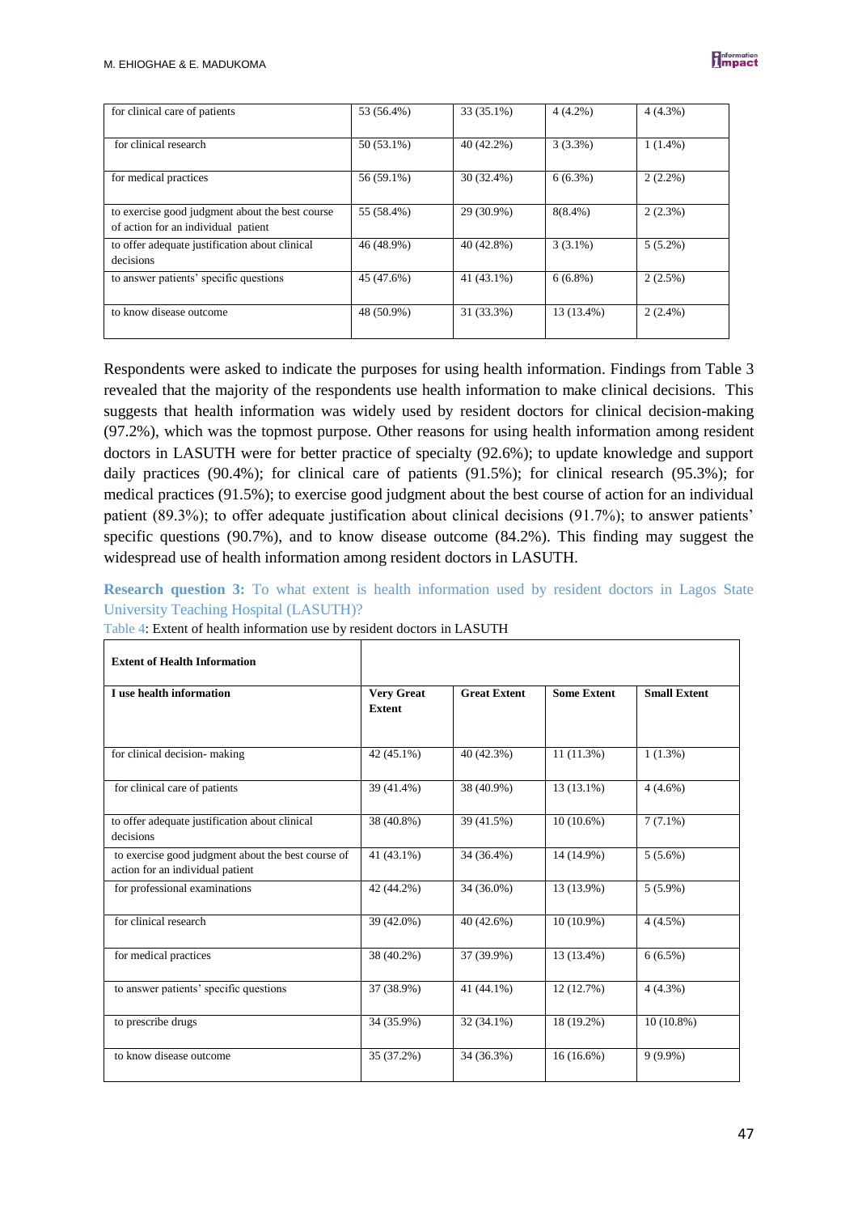| | | | | |
|---|---|---|---|---|
| for clinical care of patients | 53 (56.4%) | 33 (35.1%) | 4 (4.2%) | 4 (4.3%) |
| for clinical research | 50 (53.1%) | 40 (42.2%) | 3 (3.3%) | 1 (1.4%) |
| for medical practices | 56 (59.1%) | 30 (32.4%) | 6 (6.3%) | 2 (2.2%) |
| to exercise good judgment about the best course of action for an individual patient | 55 (58.4%) | 29 (30.9%) | 8(8.4%) | 2 (2.3%) |
| to offer adequate justification about clinical decisions | 46 (48.9%) | 40 (42.8%) | 3 (3.1%) | 5 (5.2%) |
| to answer patients' specific questions | 45 (47.6%) | 41 (43.1%) | 6 (6.8%) | 2 (2.5%) |
| to know disease outcome | 48 (50.9%) | 31 (33.3%) | 13 (13.4%) | 2 (2.4%) |

Respondents were asked to indicate the purposes for using health information. Findings from Table 3 revealed that the majority of the respondents use health information to make clinical decisions. This suggests that health information was widely used by resident doctors for clinical decision-making (97.2%), which was the topmost purpose. Other reasons for using health information among resident doctors in LASUTH were for better practice of specialty (92.6%); to update knowledge and support daily practices (90.4%); for clinical care of patients (91.5%); for clinical research (95.3%); for medical practices (91.5%); to exercise good judgment about the best course of action for an individual patient (89.3%); to offer adequate justification about clinical decisions (91.7%); to answer patients' specific questions (90.7%), and to know disease outcome (84.2%). This finding may suggest the widespread use of health information among resident doctors in LASUTH.

**Research question 3:** To what extent is health information used by resident doctors in Lagos State University Teaching Hospital (LASUTH)?

Table 4: Extent of health information use by resident doctors in LASUTH

| **Extent of Health Information** | | | | |
|---|---|---|---|---|
| **I use health information** | **Very Great Extent** | **Great Extent** | **Some Extent** | **Small Extent** |
| for clinical decision- making | 42 (45.1%) | 40 (42.3%) | 11 (11.3%) | 1 (1.3%) |
| for clinical care of patients | 39 (41.4%) | 38 (40.9%) | 13 (13.1%) | 4 (4.6%) |
| to offer adequate justification about clinical decisions | 38 (40.8%) | 39 (41.5%) | 10 (10.6%) | 7 (7.1%) |
| to exercise good judgment about the best course of action for an individual patient | 41 (43.1%) | 34 (36.4%) | 14 (14.9%) | 5 (5.6%) |
| for professional examinations | 42 (44.2%) | 34 (36.0%) | 13 (13.9%) | 5 (5.9%) |
| for clinical research | 39 (42.0%) | 40 (42.6%) | 10 (10.9%) | 4 (4.5%) |
| for medical practices | 38 (40.2%) | 37 (39.9%) | 13 (13.4%) | 6 (6.5%) |
| to answer patients' specific questions | 37 (38.9%) | 41 (44.1%) | 12 (12.7%) | 4 (4.3%) |
| to prescribe drugs | 34 (35.9%) | 32 (34.1%) | 18 (19.2%) | 10 (10.8%) |
| to know disease outcome | 35 (37.2%) | 34 (36.3%) | 16 (16.6%) | 9 (9.9%) |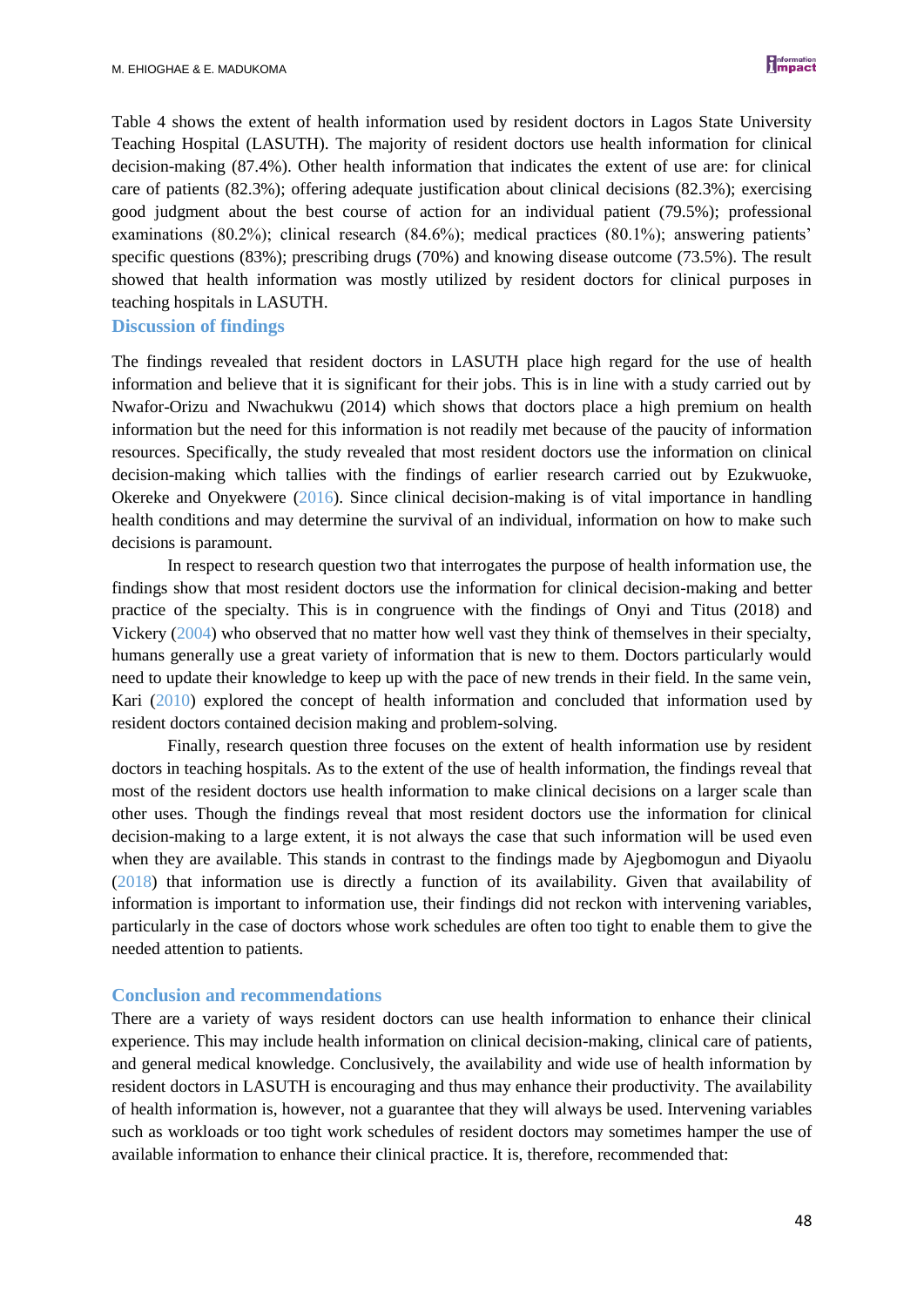Table 4 shows the extent of health information used by resident doctors in Lagos State University Teaching Hospital (LASUTH). The majority of resident doctors use health information for clinical decision-making (87.4%). Other health information that indicates the extent of use are: for clinical care of patients (82.3%); offering adequate justification about clinical decisions (82.3%); exercising good judgment about the best course of action for an individual patient (79.5%); professional examinations (80.2%); clinical research (84.6%); medical practices (80.1%); answering patients' specific questions (83%); prescribing drugs (70%) and knowing disease outcome (73.5%). The result showed that health information was mostly utilized by resident doctors for clinical purposes in teaching hospitals in LASUTH.

## Discussion of findings

The findings revealed that resident doctors in LASUTH place high regard for the use of health information and believe that it is significant for their jobs. This is in line with a study carried out by Nwafor-Orizu and Nwachukwu (2014) which shows that doctors place a high premium on health information but the need for this information is not readily met because of the paucity of information resources. Specifically, the study revealed that most resident doctors use the information on clinical decision-making which tallies with the findings of earlier research carried out by Ezukwuoke, Okereke and Onyekwere (2016). Since clinical decision-making is of vital importance in handling health conditions and may determine the survival of an individual, information on how to make such decisions is paramount.

In respect to research question two that interrogates the purpose of health information use, the findings show that most resident doctors use the information for clinical decision-making and better practice of the specialty. This is in congruence with the findings of Onyi and Titus (2018) and Vickery (2004) who observed that no matter how well vast they think of themselves in their specialty, humans generally use a great variety of information that is new to them. Doctors particularly would need to update their knowledge to keep up with the pace of new trends in their field. In the same vein, Kari (2010) explored the concept of health information and concluded that information used by resident doctors contained decision making and problem-solving.

Finally, research question three focuses on the extent of health information use by resident doctors in teaching hospitals. As to the extent of the use of health information, the findings reveal that most of the resident doctors use health information to make clinical decisions on a larger scale than other uses. Though the findings reveal that most resident doctors use the information for clinical decision-making to a large extent, it is not always the case that such information will be used even when they are available. This stands in contrast to the findings made by Ajegbomogun and Diyaolu (2018) that information use is directly a function of its availability. Given that availability of information is important to information use, their findings did not reckon with intervening variables, particularly in the case of doctors whose work schedules are often too tight to enable them to give the needed attention to patients.

## Conclusion and recommendations

There are a variety of ways resident doctors can use health information to enhance their clinical experience. This may include health information on clinical decision-making, clinical care of patients, and general medical knowledge. Conclusively, the availability and wide use of health information by resident doctors in LASUTH is encouraging and thus may enhance their productivity. The availability of health information is, however, not a guarantee that they will always be used. Intervening variables such as workloads or too tight work schedules of resident doctors may sometimes hamper the use of available information to enhance their clinical practice. It is, therefore, recommended that: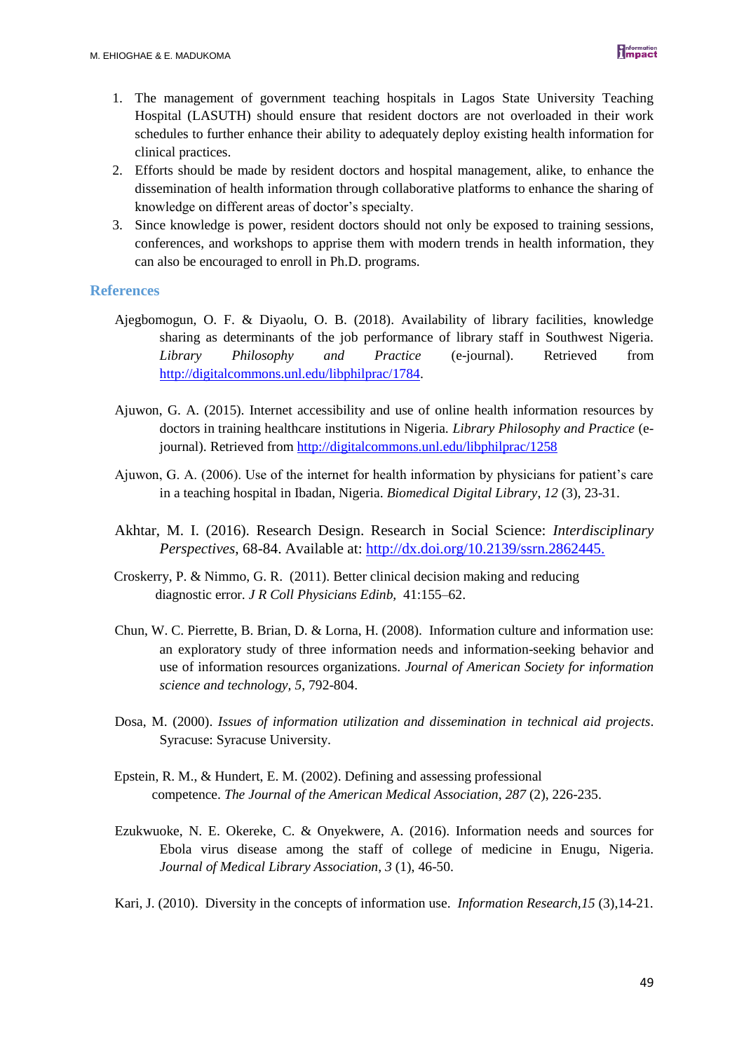1. The management of government teaching hospitals in Lagos State University Teaching Hospital (LASUTH) should ensure that resident doctors are not overloaded in their work schedules to further enhance their ability to adequately deploy existing health information for clinical practices.
2. Efforts should be made by resident doctors and hospital management, alike, to enhance the dissemination of health information through collaborative platforms to enhance the sharing of knowledge on different areas of doctor's specialty.
3. Since knowledge is power, resident doctors should not only be exposed to training sessions, conferences, and workshops to apprise them with modern trends in health information, they can also be encouraged to enroll in Ph.D. programs.

## References

Ajegbomogun, O. F. & Diyaolu, O. B. (2018). Availability of library facilities, knowledge sharing as determinants of the job performance of library staff in Southwest Nigeria. *Library Philosophy and Practice* (e-journal). Retrieved from http://digitalcommons.unl.edu/libphilprac/1784.

Ajuwon, G. A. (2015). Internet accessibility and use of online health information resources by doctors in training healthcare institutions in Nigeria. *Library Philosophy and Practice* (e-journal). Retrieved from http://digitalcommons.unl.edu/libphilprac/1258

Ajuwon, G. A. (2006). Use of the internet for health information by physicians for patient's care in a teaching hospital in Ibadan, Nigeria. *Biomedical Digital Library*, *12* (3), 23-31.

Akhtar, M. I. (2016). Research Design. Research in Social Science: *Interdisciplinary Perspectives*, 68-84. Available at: http://dx.doi.org/10.2139/ssrn.2862445.

Croskerry, P. & Nimmo, G. R. (2011). Better clinical decision making and reducing diagnostic error. *J R Coll Physicians Edinb*, 41:155–62.

Chun, W. C. Pierrette, B. Brian, D. & Lorna, H. (2008). Information culture and information use: an exploratory study of three information needs and information-seeking behavior and use of information resources organizations. *Journal of American Society for information science and technology, 5,* 792-804.

Dosa, M. (2000). *Issues of information utilization and dissemination in technical aid projects*. Syracuse: Syracuse University.

Epstein, R. M., & Hundert, E. M. (2002). Defining and assessing professional competence. *The Journal of the American Medical Association*, *287* (2), 226-235.

Ezukwuoke, N. E. Okereke, C. & Onyekwere, A. (2016). Information needs and sources for Ebola virus disease among the staff of college of medicine in Enugu, Nigeria. *Journal of Medical Library Association*, *3* (1), 46-50.

Kari, J. (2010). Diversity in the concepts of information use. *Information Research*,*15* (3),14-21.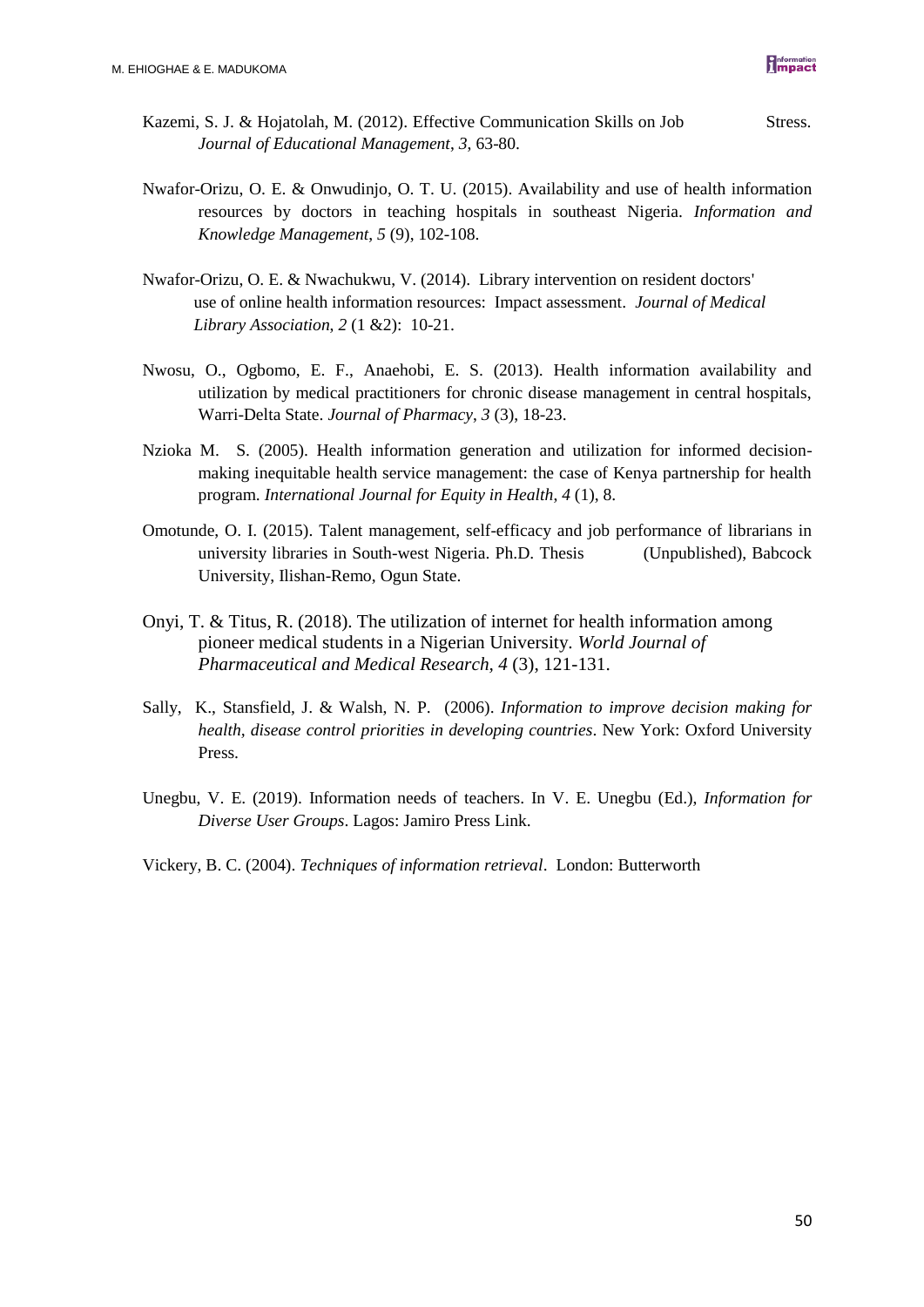Kazemi, S. J. & Hojatolah, M. (2012). Effective Communication Skills on Job Stress. *Journal of Educational Management*, *3*, 63-80.

Nwafor-Orizu, O. E. & Onwudinjo, O. T. U. (2015). Availability and use of health information resources by doctors in teaching hospitals in southeast Nigeria. *Information and Knowledge Management*, *5* (9), 102-108.

Nwafor-Orizu, O. E. & Nwachukwu, V. (2014). Library intervention on resident doctors' use of online health information resources: Impact assessment. *Journal of Medical Library Association*, *2* (1 &2): 10-21.

Nwosu, O., Ogbomo, E. F., Anaehobi, E. S. (2013). Health information availability and utilization by medical practitioners for chronic disease management in central hospitals, Warri-Delta State. *Journal of Pharmacy*, *3* (3), 18-23.

Nzioka M. S. (2005). Health information generation and utilization for informed decision-making inequitable health service management: the case of Kenya partnership for health program. *International Journal for Equity in Health*, *4* (1), 8.

Omotunde, O. I. (2015). Talent management, self-efficacy and job performance of librarians in university libraries in South-west Nigeria. Ph.D. Thesis (Unpublished), Babcock University, Ilishan-Remo, Ogun State.

Onyi, T. & Titus, R. (2018). The utilization of internet for health information among pioneer medical students in a Nigerian University. *World Journal of Pharmaceutical and Medical Research*, *4* (3), 121-131.

Sally, K., Stansfield, J. & Walsh, N. P. (2006). *Information to improve decision making for health, disease control priorities in developing countries*. New York: Oxford University Press.

Unegbu, V. E. (2019). Information needs of teachers. In V. E. Unegbu (Ed.), *Information for Diverse User Groups*. Lagos: Jamiro Press Link.

Vickery, B. C. (2004). *Techniques of information retrieval*. London: Butterworth